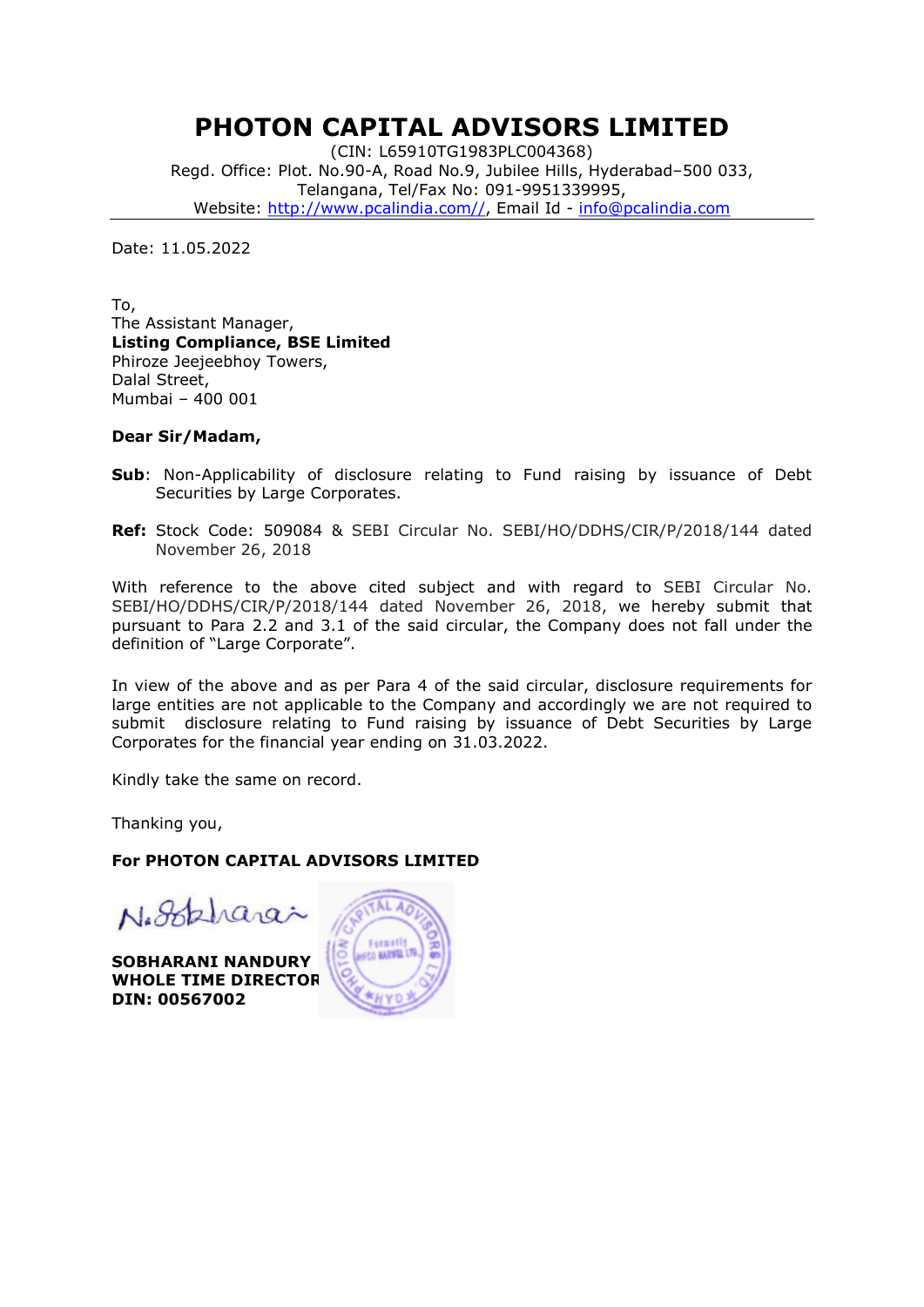# PHOTON CAPITAL ADVISORS LIMITED

(CIN: L65910TG1983PLC004368)
Regd. Office: Plot. No.90-A, Road No.9, Jubilee Hills, Hyderabad–500 033,
Telangana, Tel/Fax No: 091-9951339995,
Website: http://www.pcalindia.com//, Email Id - info@pcalindia.com

Date: 11.05.2022

To,
The Assistant Manager,
**Listing Compliance, BSE Limited**
Phiroze Jeejeebhoy Towers,
Dalal Street,
Mumbai – 400 001

**Dear Sir/Madam,**

**Sub**: Non-Applicability of disclosure relating to Fund raising by issuance of Debt Securities by Large Corporates.

**Ref:** Stock Code: 509084 & SEBI Circular No. SEBI/HO/DDHS/CIR/P/2018/144 dated November 26, 2018

With reference to the above cited subject and with regard to SEBI Circular No. SEBI/HO/DDHS/CIR/P/2018/144 dated November 26, 2018, we hereby submit that pursuant to Para 2.2 and 3.1 of the said circular, the Company does not fall under the definition of "Large Corporate".

In view of the above and as per Para 4 of the said circular, disclosure requirements for large entities are not applicable to the Company and accordingly we are not required to submit disclosure relating to Fund raising by issuance of Debt Securities by Large Corporates for the financial year ending on 31.03.2022.

Kindly take the same on record.

Thanking you,

**For PHOTON CAPITAL ADVISORS LIMITED**

**SOBHARANI NANDURY**
**WHOLE TIME DIRECTOR**
**DIN: 00567002**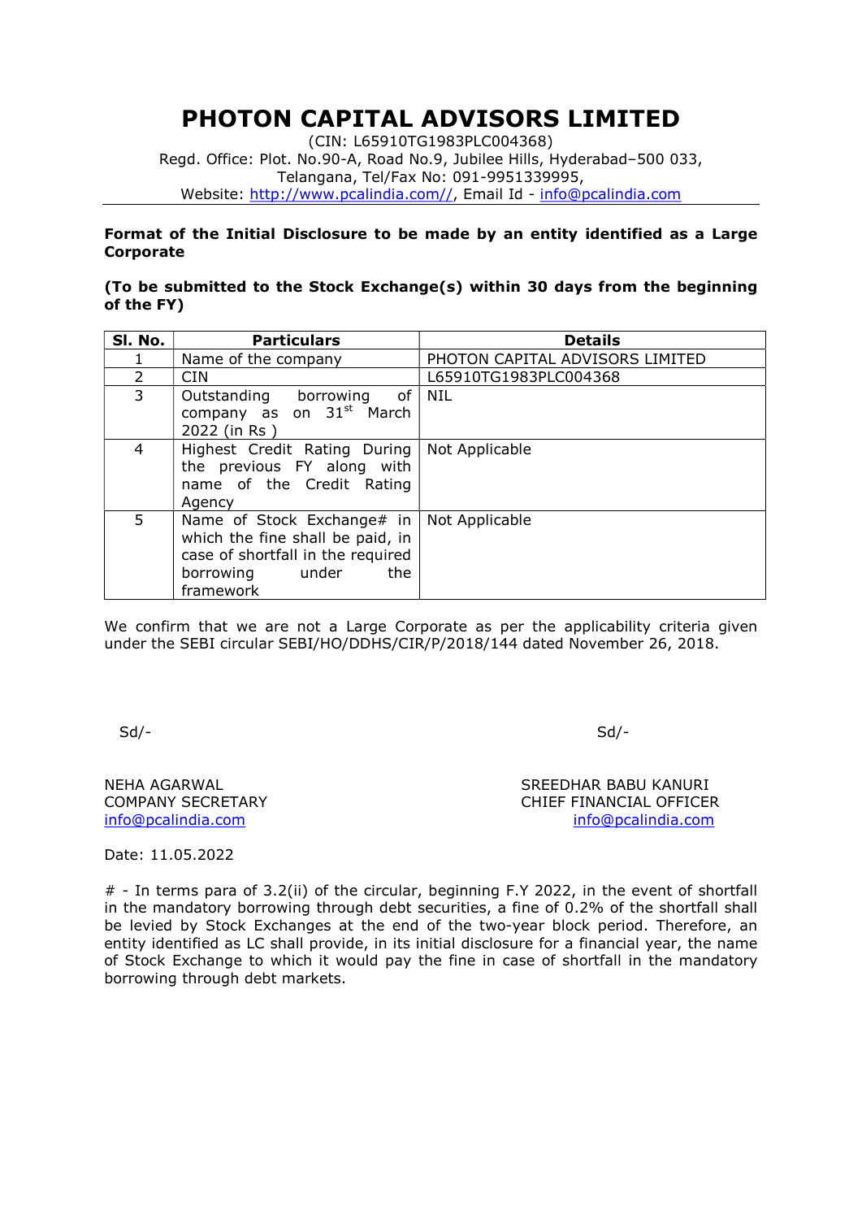# PHOTON CAPITAL ADVISORS LIMITED

(CIN: L65910TG1983PLC004368)
Regd. Office: Plot. No.90-A, Road No.9, Jubilee Hills, Hyderabad–500 033,
Telangana, Tel/Fax No: 091-9951339995,
Website: http://www.pcalindia.com//, Email Id - info@pcalindia.com

**Format of the Initial Disclosure to be made by an entity identified as a Large Corporate**

**(To be submitted to the Stock Exchange(s) within 30 days from the beginning of the FY)**

| Sl. No. | Particulars | Details |
|---|---|---|
| 1 | Name of the company | PHOTON CAPITAL ADVISORS LIMITED |
| 2 | CIN | L65910TG1983PLC004368 |
| 3 | Outstanding borrowing of company as on 31st March 2022 (in Rs ) | NIL |
| 4 | Highest Credit Rating During the previous FY along with name of the Credit Rating Agency | Not Applicable |
| 5 | Name of Stock Exchange# in which the fine shall be paid, in case of shortfall in the required borrowing under the framework | Not Applicable |

We confirm that we are not a Large Corporate as per the applicability criteria given under the SEBI circular SEBI/HO/DDHS/CIR/P/2018/144 dated November 26, 2018.

Sd/-

NEHA AGARWAL
COMPANY SECRETARY
info@pcalindia.com

Sd/-

SREEDHAR BABU KANURI
CHIEF FINANCIAL OFFICER
info@pcalindia.com

Date: 11.05.2022

# - In terms para of 3.2(ii) of the circular, beginning F.Y 2022, in the event of shortfall in the mandatory borrowing through debt securities, a fine of 0.2% of the shortfall shall be levied by Stock Exchanges at the end of the two-year block period. Therefore, an entity identified as LC shall provide, in its initial disclosure for a financial year, the name of Stock Exchange to which it would pay the fine in case of shortfall in the mandatory borrowing through debt markets.